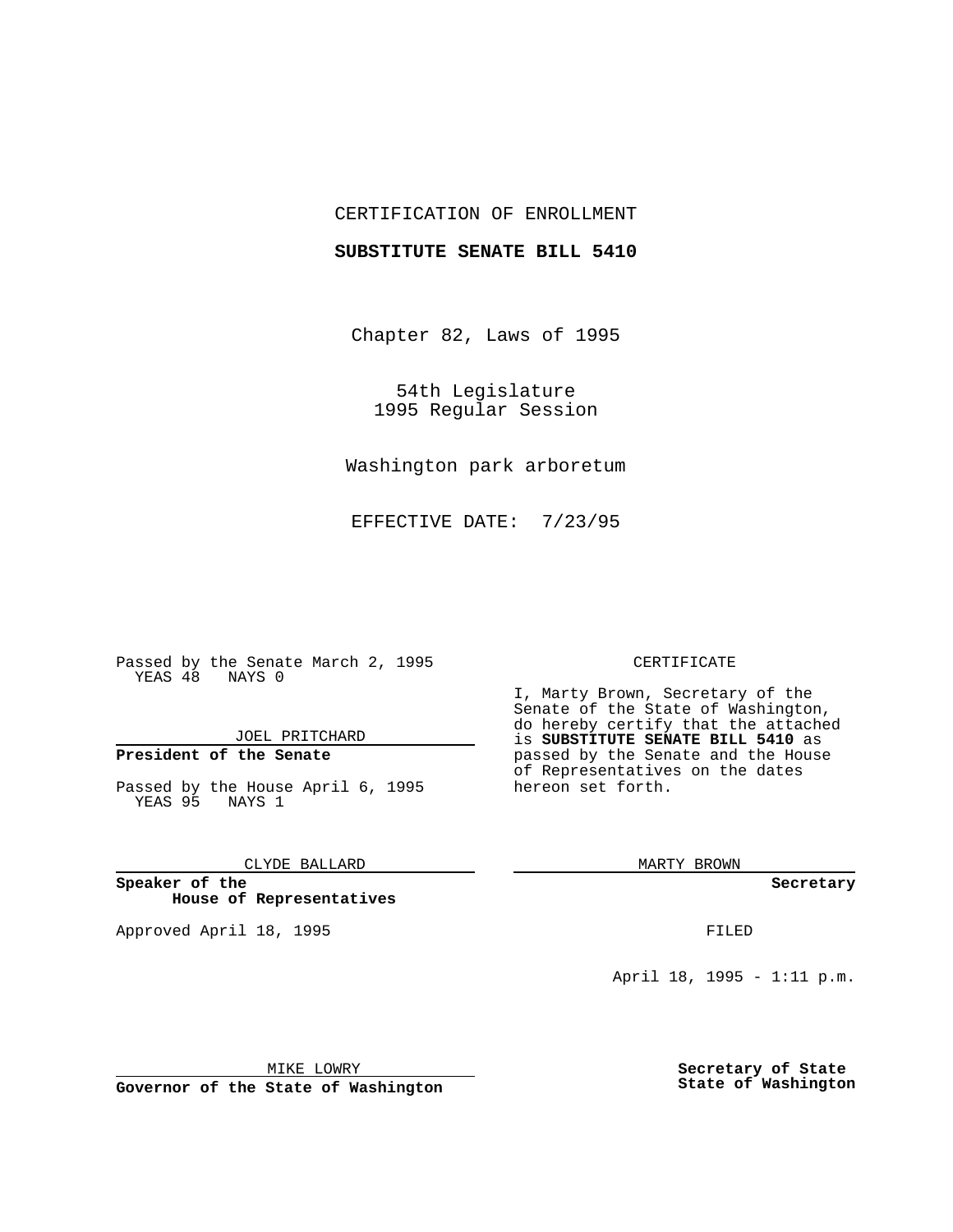CERTIFICATION OF ENROLLMENT

**SUBSTITUTE SENATE BILL 5410**

Chapter 82, Laws of 1995

54th Legislature
1995 Regular Session

Washington park arboretum

EFFECTIVE DATE: 7/23/95

Passed by the Senate March 2, 1995
YEAS 48 NAYS 0

JOEL PRITCHARD

**President of the Senate**

Passed by the House April 6, 1995
YEAS 95 NAYS 1

CLYDE BALLARD

**Speaker of the House of Representatives**

Approved April 18, 1995

MIKE LOWRY

**Governor of the State of Washington**

CERTIFICATE

I, Marty Brown, Secretary of the Senate of the State of Washington, do hereby certify that the attached is **SUBSTITUTE SENATE BILL 5410** as passed by the Senate and the House of Representatives on the dates hereon set forth.

MARTY BROWN

**Secretary**

FILED

April 18, 1995 - 1:11 p.m.

**Secretary of State**
**State of Washington**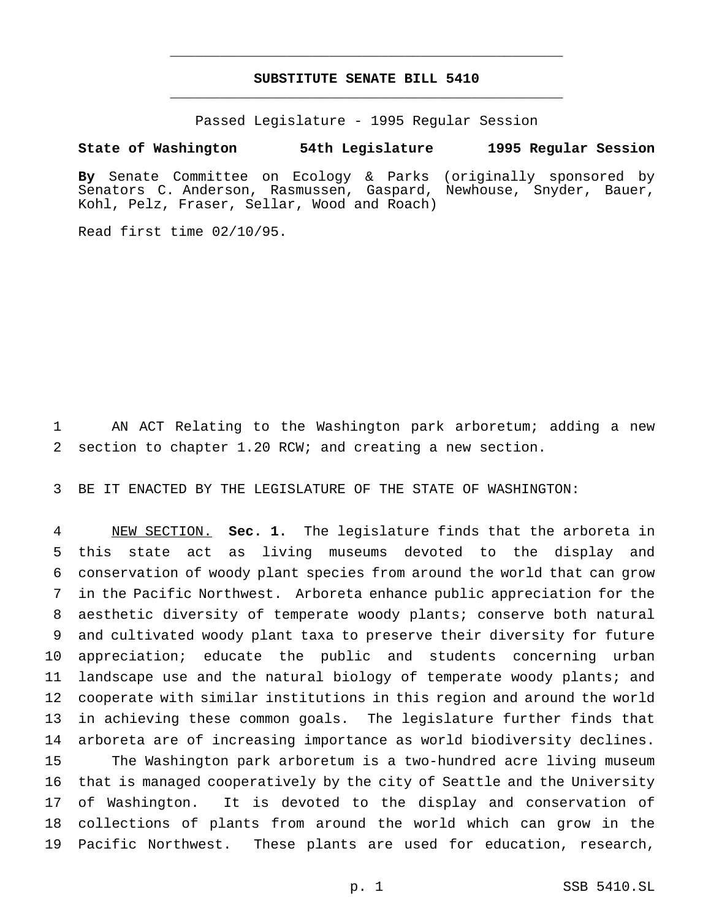# SUBSTITUTE SENATE BILL 5410

Passed Legislature - 1995 Regular Session

**State of Washington 54th Legislature 1995 Regular Session**

**By** Senate Committee on Ecology & Parks (originally sponsored by Senators C. Anderson, Rasmussen, Gaspard, Newhouse, Snyder, Bauer, Kohl, Pelz, Fraser, Sellar, Wood and Roach)

Read first time 02/10/95.

AN ACT Relating to the Washington park arboretum; adding a new section to chapter 1.20 RCW; and creating a new section.

BE IT ENACTED BY THE LEGISLATURE OF THE STATE OF WASHINGTON:

NEW SECTION. **Sec. 1.** The legislature finds that the arboreta in this state act as living museums devoted to the display and conservation of woody plant species from around the world that can grow in the Pacific Northwest. Arboreta enhance public appreciation for the aesthetic diversity of temperate woody plants; conserve both natural and cultivated woody plant taxa to preserve their diversity for future appreciation; educate the public and students concerning urban landscape use and the natural biology of temperate woody plants; and cooperate with similar institutions in this region and around the world in achieving these common goals. The legislature further finds that arboreta are of increasing importance as world biodiversity declines.

The Washington park arboretum is a two-hundred acre living museum that is managed cooperatively by the city of Seattle and the University of Washington. It is devoted to the display and conservation of collections of plants from around the world which can grow in the Pacific Northwest. These plants are used for education, research,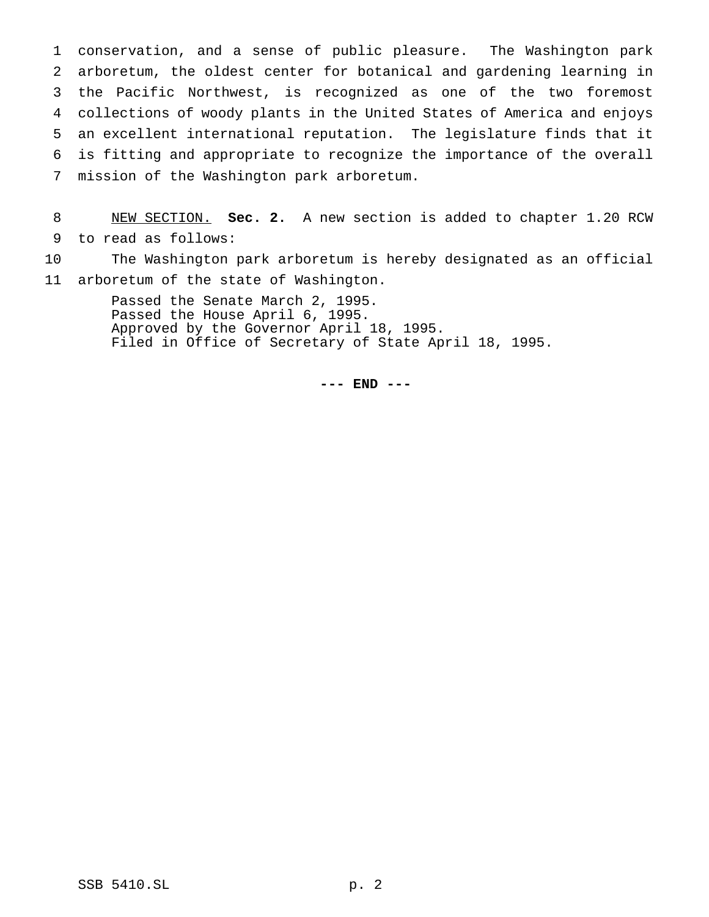conservation, and a sense of public pleasure. The Washington park arboretum, the oldest center for botanical and gardening learning in the Pacific Northwest, is recognized as one of the two foremost collections of woody plants in the United States of America and enjoys an excellent international reputation. The legislature finds that it is fitting and appropriate to recognize the importance of the overall mission of the Washington park arboretum.

NEW SECTION. **Sec. 2.** A new section is added to chapter 1.20 RCW to read as follows:

The Washington park arboretum is hereby designated as an official arboretum of the state of Washington.

Passed the Senate March 2, 1995.
Passed the House April 6, 1995.
Approved by the Governor April 18, 1995.
Filed in Office of Secretary of State April 18, 1995.

**--- END ---**